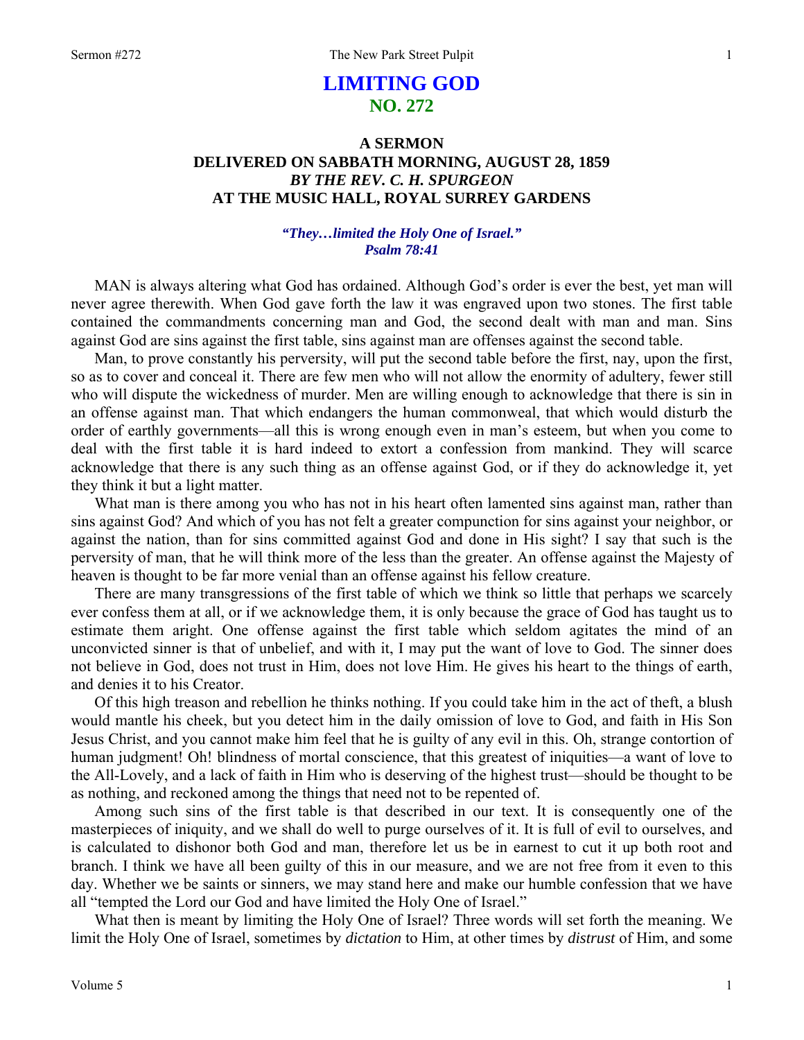# LIMITING GOD
## NO. 272

### A SERMON
### DELIVERED ON SABBATH MORNING, AUGUST 28, 1859
### *BY THE REV. C. H. SPURGEON*
### AT THE MUSIC HALL, ROYAL SURREY GARDENS

***"They…limited the Holy One of Israel."***
***Psalm 78:41***

MAN is always altering what God has ordained. Although God's order is ever the best, yet man will never agree therewith. When God gave forth the law it was engraved upon two stones. The first table contained the commandments concerning man and God, the second dealt with man and man. Sins against God are sins against the first table, sins against man are offenses against the second table.

Man, to prove constantly his perversity, will put the second table before the first, nay, upon the first, so as to cover and conceal it. There are few men who will not allow the enormity of adultery, fewer still who will dispute the wickedness of murder. Men are willing enough to acknowledge that there is sin in an offense against man. That which endangers the human commonweal, that which would disturb the order of earthly governments—all this is wrong enough even in man's esteem, but when you come to deal with the first table it is hard indeed to extort a confession from mankind. They will scarce acknowledge that there is any such thing as an offense against God, or if they do acknowledge it, yet they think it but a light matter.

What man is there among you who has not in his heart often lamented sins against man, rather than sins against God? And which of you has not felt a greater compunction for sins against your neighbor, or against the nation, than for sins committed against God and done in His sight? I say that such is the perversity of man, that he will think more of the less than the greater. An offense against the Majesty of heaven is thought to be far more venial than an offense against his fellow creature.

There are many transgressions of the first table of which we think so little that perhaps we scarcely ever confess them at all, or if we acknowledge them, it is only because the grace of God has taught us to estimate them aright. One offense against the first table which seldom agitates the mind of an unconvicted sinner is that of unbelief, and with it, I may put the want of love to God. The sinner does not believe in God, does not trust in Him, does not love Him. He gives his heart to the things of earth, and denies it to his Creator.

Of this high treason and rebellion he thinks nothing. If you could take him in the act of theft, a blush would mantle his cheek, but you detect him in the daily omission of love to God, and faith in His Son Jesus Christ, and you cannot make him feel that he is guilty of any evil in this. Oh, strange contortion of human judgment! Oh! blindness of mortal conscience, that this greatest of iniquities—a want of love to the All-Lovely, and a lack of faith in Him who is deserving of the highest trust—should be thought to be as nothing, and reckoned among the things that need not to be repented of.

Among such sins of the first table is that described in our text. It is consequently one of the masterpieces of iniquity, and we shall do well to purge ourselves of it. It is full of evil to ourselves, and is calculated to dishonor both God and man, therefore let us be in earnest to cut it up both root and branch. I think we have all been guilty of this in our measure, and we are not free from it even to this day. Whether we be saints or sinners, we may stand here and make our humble confession that we have all "tempted the Lord our God and have limited the Holy One of Israel."

What then is meant by limiting the Holy One of Israel? Three words will set forth the meaning. We limit the Holy One of Israel, sometimes by *dictation* to Him, at other times by *distrust* of Him, and some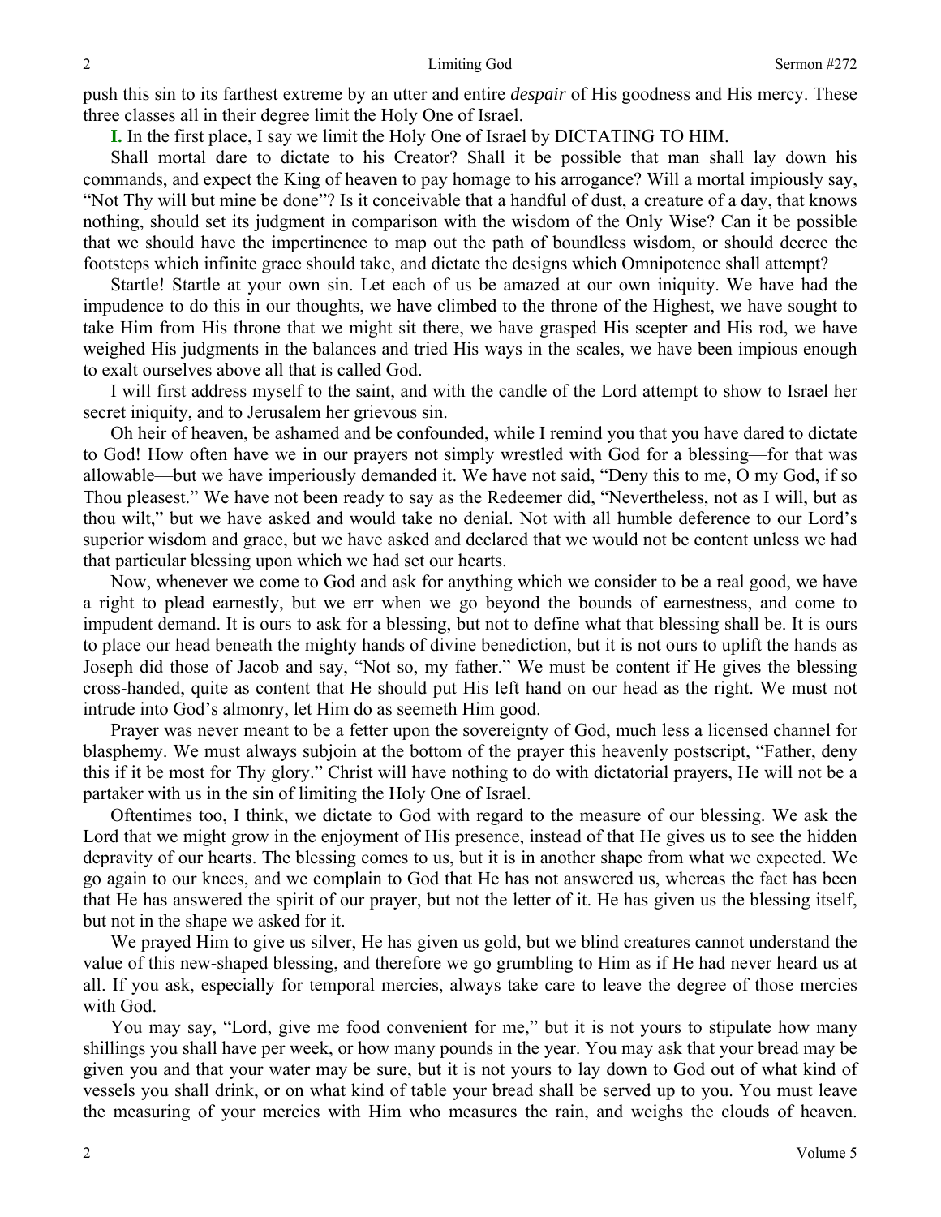push this sin to its farthest extreme by an utter and entire *despair* of His goodness and His mercy. These three classes all in their degree limit the Holy One of Israel.

**I.** In the first place, I say we limit the Holy One of Israel by DICTATING TO HIM.

Shall mortal dare to dictate to his Creator? Shall it be possible that man shall lay down his commands, and expect the King of heaven to pay homage to his arrogance? Will a mortal impiously say, "Not Thy will but mine be done"? Is it conceivable that a handful of dust, a creature of a day, that knows nothing, should set its judgment in comparison with the wisdom of the Only Wise? Can it be possible that we should have the impertinence to map out the path of boundless wisdom, or should decree the footsteps which infinite grace should take, and dictate the designs which Omnipotence shall attempt?

Startle! Startle at your own sin. Let each of us be amazed at our own iniquity. We have had the impudence to do this in our thoughts, we have climbed to the throne of the Highest, we have sought to take Him from His throne that we might sit there, we have grasped His scepter and His rod, we have weighed His judgments in the balances and tried His ways in the scales, we have been impious enough to exalt ourselves above all that is called God.

I will first address myself to the saint, and with the candle of the Lord attempt to show to Israel her secret iniquity, and to Jerusalem her grievous sin.

Oh heir of heaven, be ashamed and be confounded, while I remind you that you have dared to dictate to God! How often have we in our prayers not simply wrestled with God for a blessing—for that was allowable—but we have imperiously demanded it. We have not said, "Deny this to me, O my God, if so Thou pleasest." We have not been ready to say as the Redeemer did, "Nevertheless, not as I will, but as thou wilt," but we have asked and would take no denial. Not with all humble deference to our Lord's superior wisdom and grace, but we have asked and declared that we would not be content unless we had that particular blessing upon which we had set our hearts.

Now, whenever we come to God and ask for anything which we consider to be a real good, we have a right to plead earnestly, but we err when we go beyond the bounds of earnestness, and come to impudent demand. It is ours to ask for a blessing, but not to define what that blessing shall be. It is ours to place our head beneath the mighty hands of divine benediction, but it is not ours to uplift the hands as Joseph did those of Jacob and say, "Not so, my father." We must be content if He gives the blessing cross-handed, quite as content that He should put His left hand on our head as the right. We must not intrude into God's almonry, let Him do as seemeth Him good.

Prayer was never meant to be a fetter upon the sovereignty of God, much less a licensed channel for blasphemy. We must always subjoin at the bottom of the prayer this heavenly postscript, "Father, deny this if it be most for Thy glory." Christ will have nothing to do with dictatorial prayers, He will not be a partaker with us in the sin of limiting the Holy One of Israel.

Oftentimes too, I think, we dictate to God with regard to the measure of our blessing. We ask the Lord that we might grow in the enjoyment of His presence, instead of that He gives us to see the hidden depravity of our hearts. The blessing comes to us, but it is in another shape from what we expected. We go again to our knees, and we complain to God that He has not answered us, whereas the fact has been that He has answered the spirit of our prayer, but not the letter of it. He has given us the blessing itself, but not in the shape we asked for it.

We prayed Him to give us silver, He has given us gold, but we blind creatures cannot understand the value of this new-shaped blessing, and therefore we go grumbling to Him as if He had never heard us at all. If you ask, especially for temporal mercies, always take care to leave the degree of those mercies with God.

You may say, "Lord, give me food convenient for me," but it is not yours to stipulate how many shillings you shall have per week, or how many pounds in the year. You may ask that your bread may be given you and that your water may be sure, but it is not yours to lay down to God out of what kind of vessels you shall drink, or on what kind of table your bread shall be served up to you. You must leave the measuring of your mercies with Him who measures the rain, and weighs the clouds of heaven.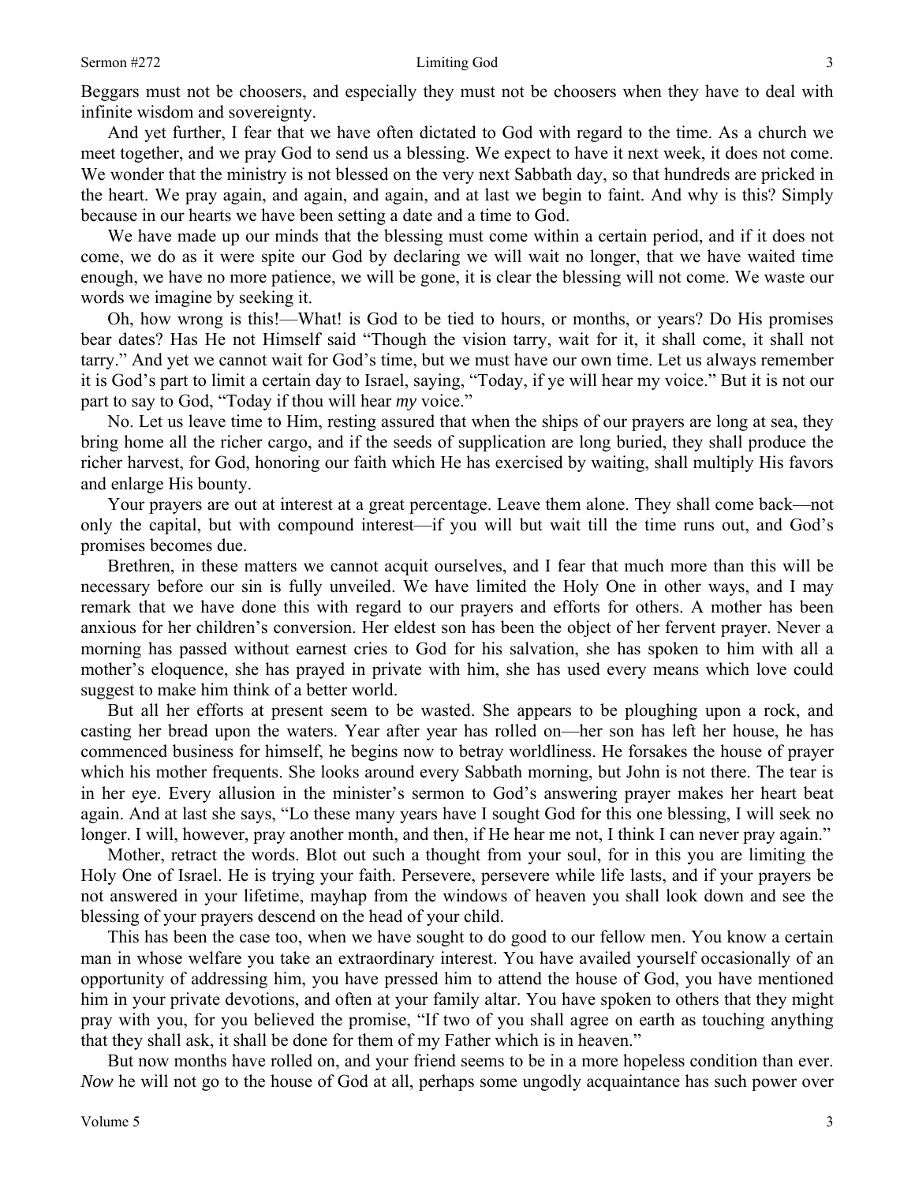Beggars must not be choosers, and especially they must not be choosers when they have to deal with infinite wisdom and sovereignty.

And yet further, I fear that we have often dictated to God with regard to the time. As a church we meet together, and we pray God to send us a blessing. We expect to have it next week, it does not come. We wonder that the ministry is not blessed on the very next Sabbath day, so that hundreds are pricked in the heart. We pray again, and again, and again, and at last we begin to faint. And why is this? Simply because in our hearts we have been setting a date and a time to God.

We have made up our minds that the blessing must come within a certain period, and if it does not come, we do as it were spite our God by declaring we will wait no longer, that we have waited time enough, we have no more patience, we will be gone, it is clear the blessing will not come. We waste our words we imagine by seeking it.

Oh, how wrong is this!—What! is God to be tied to hours, or months, or years? Do His promises bear dates? Has He not Himself said "Though the vision tarry, wait for it, it shall come, it shall not tarry." And yet we cannot wait for God's time, but we must have our own time. Let us always remember it is God's part to limit a certain day to Israel, saying, "Today, if ye will hear my voice." But it is not our part to say to God, "Today if thou will hear *my* voice."

No. Let us leave time to Him, resting assured that when the ships of our prayers are long at sea, they bring home all the richer cargo, and if the seeds of supplication are long buried, they shall produce the richer harvest, for God, honoring our faith which He has exercised by waiting, shall multiply His favors and enlarge His bounty.

Your prayers are out at interest at a great percentage. Leave them alone. They shall come back—not only the capital, but with compound interest—if you will but wait till the time runs out, and God's promises becomes due.

Brethren, in these matters we cannot acquit ourselves, and I fear that much more than this will be necessary before our sin is fully unveiled. We have limited the Holy One in other ways, and I may remark that we have done this with regard to our prayers and efforts for others. A mother has been anxious for her children's conversion. Her eldest son has been the object of her fervent prayer. Never a morning has passed without earnest cries to God for his salvation, she has spoken to him with all a mother's eloquence, she has prayed in private with him, she has used every means which love could suggest to make him think of a better world.

But all her efforts at present seem to be wasted. She appears to be ploughing upon a rock, and casting her bread upon the waters. Year after year has rolled on—her son has left her house, he has commenced business for himself, he begins now to betray worldliness. He forsakes the house of prayer which his mother frequents. She looks around every Sabbath morning, but John is not there. The tear is in her eye. Every allusion in the minister's sermon to God's answering prayer makes her heart beat again. And at last she says, "Lo these many years have I sought God for this one blessing, I will seek no longer. I will, however, pray another month, and then, if He hear me not, I think I can never pray again."

Mother, retract the words. Blot out such a thought from your soul, for in this you are limiting the Holy One of Israel. He is trying your faith. Persevere, persevere while life lasts, and if your prayers be not answered in your lifetime, mayhap from the windows of heaven you shall look down and see the blessing of your prayers descend on the head of your child.

This has been the case too, when we have sought to do good to our fellow men. You know a certain man in whose welfare you take an extraordinary interest. You have availed yourself occasionally of an opportunity of addressing him, you have pressed him to attend the house of God, you have mentioned him in your private devotions, and often at your family altar. You have spoken to others that they might pray with you, for you believed the promise, "If two of you shall agree on earth as touching anything that they shall ask, it shall be done for them of my Father which is in heaven."

But now months have rolled on, and your friend seems to be in a more hopeless condition than ever. *Now* he will not go to the house of God at all, perhaps some ungodly acquaintance has such power over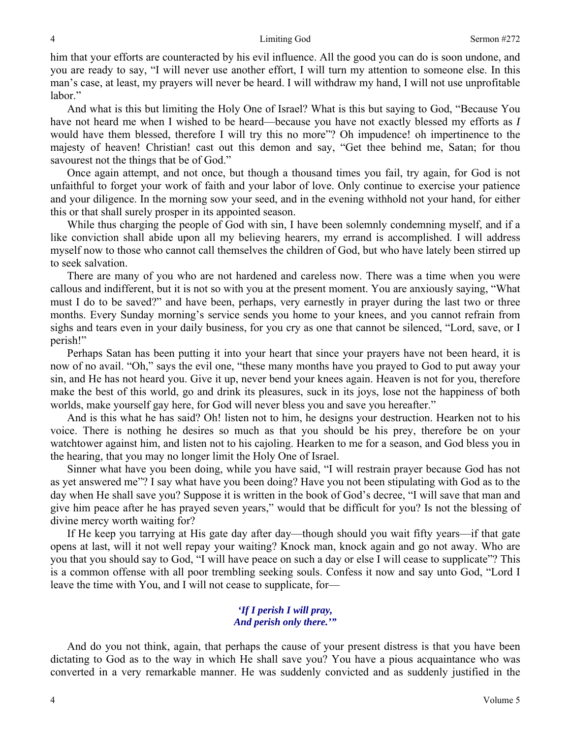him that your efforts are counteracted by his evil influence. All the good you can do is soon undone, and you are ready to say, "I will never use another effort, I will turn my attention to someone else. In this man's case, at least, my prayers will never be heard. I will withdraw my hand, I will not use unprofitable labor."

And what is this but limiting the Holy One of Israel? What is this but saying to God, "Because You have not heard me when I wished to be heard—because you have not exactly blessed my efforts as *I* would have them blessed, therefore I will try this no more"? Oh impudence! oh impertinence to the majesty of heaven! Christian! cast out this demon and say, "Get thee behind me, Satan; for thou savourest not the things that be of God."

Once again attempt, and not once, but though a thousand times you fail, try again, for God is not unfaithful to forget your work of faith and your labor of love. Only continue to exercise your patience and your diligence. In the morning sow your seed, and in the evening withhold not your hand, for either this or that shall surely prosper in its appointed season.

While thus charging the people of God with sin, I have been solemnly condemning myself, and if a like conviction shall abide upon all my believing hearers, my errand is accomplished. I will address myself now to those who cannot call themselves the children of God, but who have lately been stirred up to seek salvation.

There are many of you who are not hardened and careless now. There was a time when you were callous and indifferent, but it is not so with you at the present moment. You are anxiously saying, "What must I do to be saved?" and have been, perhaps, very earnestly in prayer during the last two or three months. Every Sunday morning's service sends you home to your knees, and you cannot refrain from sighs and tears even in your daily business, for you cry as one that cannot be silenced, "Lord, save, or I perish!"

Perhaps Satan has been putting it into your heart that since your prayers have not been heard, it is now of no avail. "Oh," says the evil one, "these many months have you prayed to God to put away your sin, and He has not heard you. Give it up, never bend your knees again. Heaven is not for you, therefore make the best of this world, go and drink its pleasures, suck in its joys, lose not the happiness of both worlds, make yourself gay here, for God will never bless you and save you hereafter."

And is this what he has said? Oh! listen not to him, he designs your destruction. Hearken not to his voice. There is nothing he desires so much as that you should be his prey, therefore be on your watchtower against him, and listen not to his cajoling. Hearken to me for a season, and God bless you in the hearing, that you may no longer limit the Holy One of Israel.

Sinner what have you been doing, while you have said, "I will restrain prayer because God has not as yet answered me"? I say what have you been doing? Have you not been stipulating with God as to the day when He shall save you? Suppose it is written in the book of God's decree, "I will save that man and give him peace after he has prayed seven years," would that be difficult for you? Is not the blessing of divine mercy worth waiting for?

If He keep you tarrying at His gate day after day—though should you wait fifty years—if that gate opens at last, will it not well repay your waiting? Knock man, knock again and go not away. Who are you that you should say to God, "I will have peace on such a day or else I will cease to supplicate"? This is a common offense with all poor trembling seeking souls. Confess it now and say unto God, "Lord I leave the time with You, and I will not cease to supplicate, for—

*'If I perish I will pray,*
*And perish only there.'"*

And do you not think, again, that perhaps the cause of your present distress is that you have been dictating to God as to the way in which He shall save you? You have a pious acquaintance who was converted in a very remarkable manner. He was suddenly convicted and as suddenly justified in the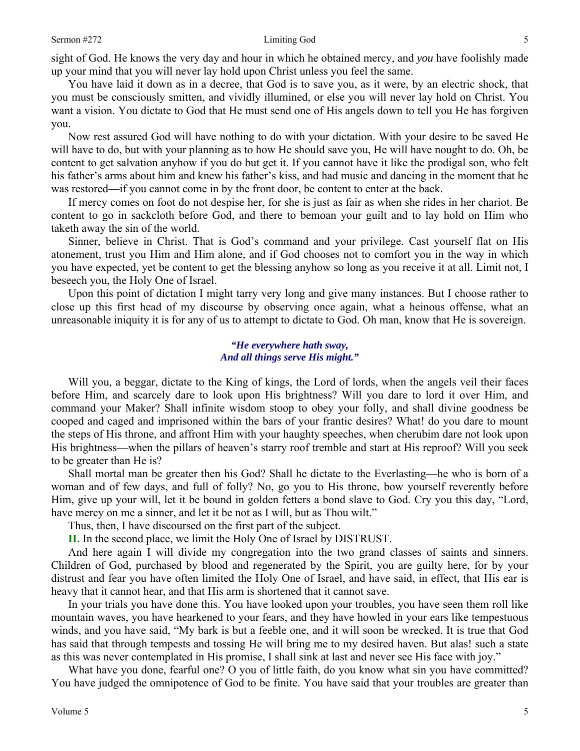sight of God. He knows the very day and hour in which he obtained mercy, and *you* have foolishly made up your mind that you will never lay hold upon Christ unless you feel the same.

You have laid it down as in a decree, that God is to save you, as it were, by an electric shock, that you must be consciously smitten, and vividly illumined, or else you will never lay hold on Christ. You want a vision. You dictate to God that He must send one of His angels down to tell you He has forgiven you.

Now rest assured God will have nothing to do with your dictation. With your desire to be saved He will have to do, but with your planning as to how He should save you, He will have nought to do. Oh, be content to get salvation anyhow if you do but get it. If you cannot have it like the prodigal son, who felt his father's arms about him and knew his father's kiss, and had music and dancing in the moment that he was restored—if you cannot come in by the front door, be content to enter at the back.

If mercy comes on foot do not despise her, for she is just as fair as when she rides in her chariot. Be content to go in sackcloth before God, and there to bemoan your guilt and to lay hold on Him who taketh away the sin of the world.

Sinner, believe in Christ. That is God's command and your privilege. Cast yourself flat on His atonement, trust you Him and Him alone, and if God chooses not to comfort you in the way in which you have expected, yet be content to get the blessing anyhow so long as you receive it at all. Limit not, I beseech you, the Holy One of Israel.

Upon this point of dictation I might tarry very long and give many instances. But I choose rather to close up this first head of my discourse by observing once again, what a heinous offense, what an unreasonable iniquity it is for any of us to attempt to dictate to God. Oh man, know that He is sovereign.

> ***"He everywhere hath sway,***
> ***And all things serve His might."***

Will you, a beggar, dictate to the King of kings, the Lord of lords, when the angels veil their faces before Him, and scarcely dare to look upon His brightness? Will you dare to lord it over Him, and command your Maker? Shall infinite wisdom stoop to obey your folly, and shall divine goodness be cooped and caged and imprisoned within the bars of your frantic desires? What! do you dare to mount the steps of His throne, and affront Him with your haughty speeches, when cherubim dare not look upon His brightness—when the pillars of heaven's starry roof tremble and start at His reproof? Will you seek to be greater than He is?

Shall mortal man be greater then his God? Shall he dictate to the Everlasting—he who is born of a woman and of few days, and full of folly? No, go you to His throne, bow yourself reverently before Him, give up your will, let it be bound in golden fetters a bond slave to God. Cry you this day, "Lord, have mercy on me a sinner, and let it be not as I will, but as Thou wilt."

Thus, then, I have discoursed on the first part of the subject.

**II.** In the second place, we limit the Holy One of Israel by DISTRUST.

And here again I will divide my congregation into the two grand classes of saints and sinners. Children of God, purchased by blood and regenerated by the Spirit, you are guilty here, for by your distrust and fear you have often limited the Holy One of Israel, and have said, in effect, that His ear is heavy that it cannot hear, and that His arm is shortened that it cannot save.

In your trials you have done this. You have looked upon your troubles, you have seen them roll like mountain waves, you have hearkened to your fears, and they have howled in your ears like tempestuous winds, and you have said, "My bark is but a feeble one, and it will soon be wrecked. It is true that God has said that through tempests and tossing He will bring me to my desired haven. But alas! such a state as this was never contemplated in His promise, I shall sink at last and never see His face with joy."

What have you done, fearful one? O you of little faith, do you know what sin you have committed? You have judged the omnipotence of God to be finite. You have said that your troubles are greater than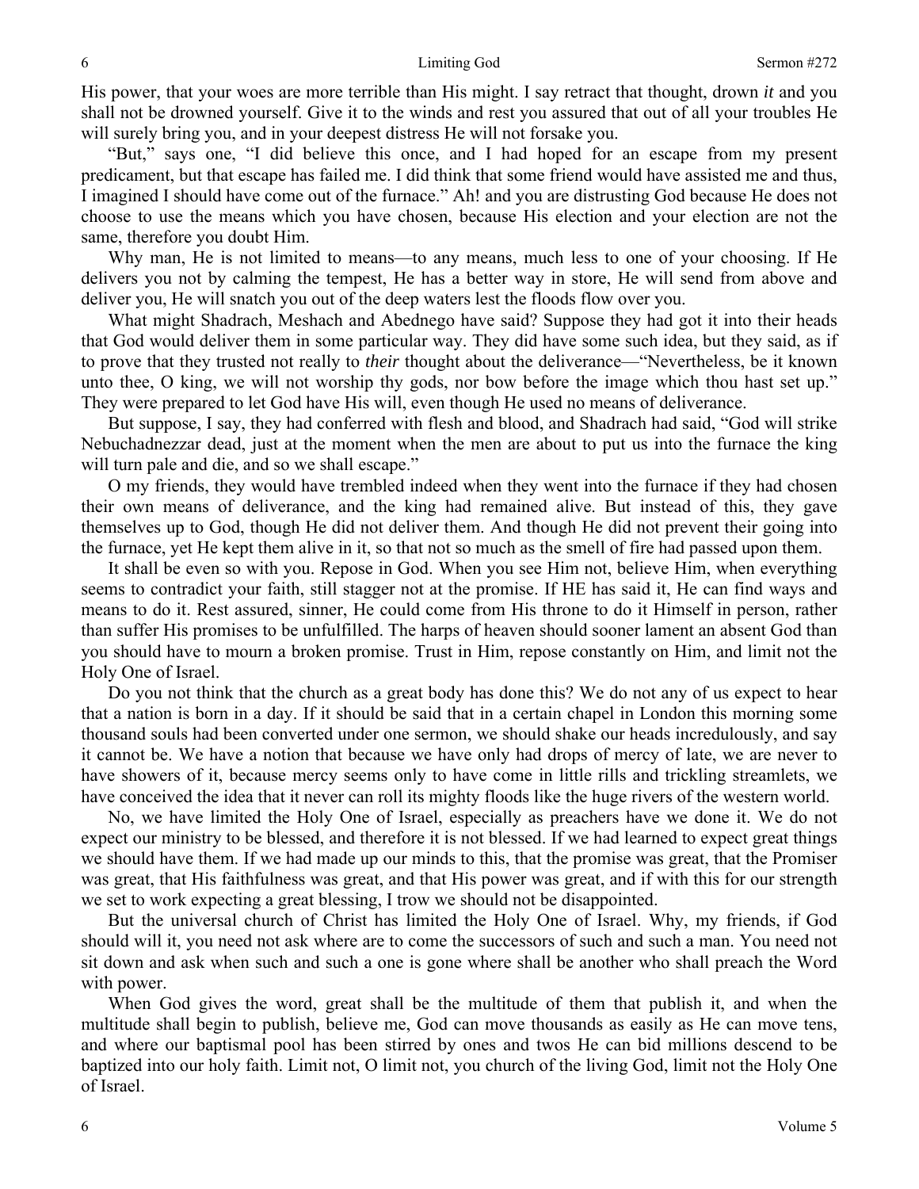His power, that your woes are more terrible than His might. I say retract that thought, drown *it* and you shall not be drowned yourself. Give it to the winds and rest you assured that out of all your troubles He will surely bring you, and in your deepest distress He will not forsake you.

"But," says one, "I did believe this once, and I had hoped for an escape from my present predicament, but that escape has failed me. I did think that some friend would have assisted me and thus, I imagined I should have come out of the furnace." Ah! and you are distrusting God because He does not choose to use the means which you have chosen, because His election and your election are not the same, therefore you doubt Him.

Why man, He is not limited to means—to any means, much less to one of your choosing. If He delivers you not by calming the tempest, He has a better way in store, He will send from above and deliver you, He will snatch you out of the deep waters lest the floods flow over you.

What might Shadrach, Meshach and Abednego have said? Suppose they had got it into their heads that God would deliver them in some particular way. They did have some such idea, but they said, as if to prove that they trusted not really to *their* thought about the deliverance—"Nevertheless, be it known unto thee, O king, we will not worship thy gods, nor bow before the image which thou hast set up." They were prepared to let God have His will, even though He used no means of deliverance.

But suppose, I say, they had conferred with flesh and blood, and Shadrach had said, "God will strike Nebuchadnezzar dead, just at the moment when the men are about to put us into the furnace the king will turn pale and die, and so we shall escape."

O my friends, they would have trembled indeed when they went into the furnace if they had chosen their own means of deliverance, and the king had remained alive. But instead of this, they gave themselves up to God, though He did not deliver them. And though He did not prevent their going into the furnace, yet He kept them alive in it, so that not so much as the smell of fire had passed upon them.

It shall be even so with you. Repose in God. When you see Him not, believe Him, when everything seems to contradict your faith, still stagger not at the promise. If HE has said it, He can find ways and means to do it. Rest assured, sinner, He could come from His throne to do it Himself in person, rather than suffer His promises to be unfulfilled. The harps of heaven should sooner lament an absent God than you should have to mourn a broken promise. Trust in Him, repose constantly on Him, and limit not the Holy One of Israel.

Do you not think that the church as a great body has done this? We do not any of us expect to hear that a nation is born in a day. If it should be said that in a certain chapel in London this morning some thousand souls had been converted under one sermon, we should shake our heads incredulously, and say it cannot be. We have a notion that because we have only had drops of mercy of late, we are never to have showers of it, because mercy seems only to have come in little rills and trickling streamlets, we have conceived the idea that it never can roll its mighty floods like the huge rivers of the western world.

No, we have limited the Holy One of Israel, especially as preachers have we done it. We do not expect our ministry to be blessed, and therefore it is not blessed. If we had learned to expect great things we should have them. If we had made up our minds to this, that the promise was great, that the Promiser was great, that His faithfulness was great, and that His power was great, and if with this for our strength we set to work expecting a great blessing, I trow we should not be disappointed.

But the universal church of Christ has limited the Holy One of Israel. Why, my friends, if God should will it, you need not ask where are to come the successors of such and such a man. You need not sit down and ask when such and such a one is gone where shall be another who shall preach the Word with power.

When God gives the word, great shall be the multitude of them that publish it, and when the multitude shall begin to publish, believe me, God can move thousands as easily as He can move tens, and where our baptismal pool has been stirred by ones and twos He can bid millions descend to be baptized into our holy faith. Limit not, O limit not, you church of the living God, limit not the Holy One of Israel.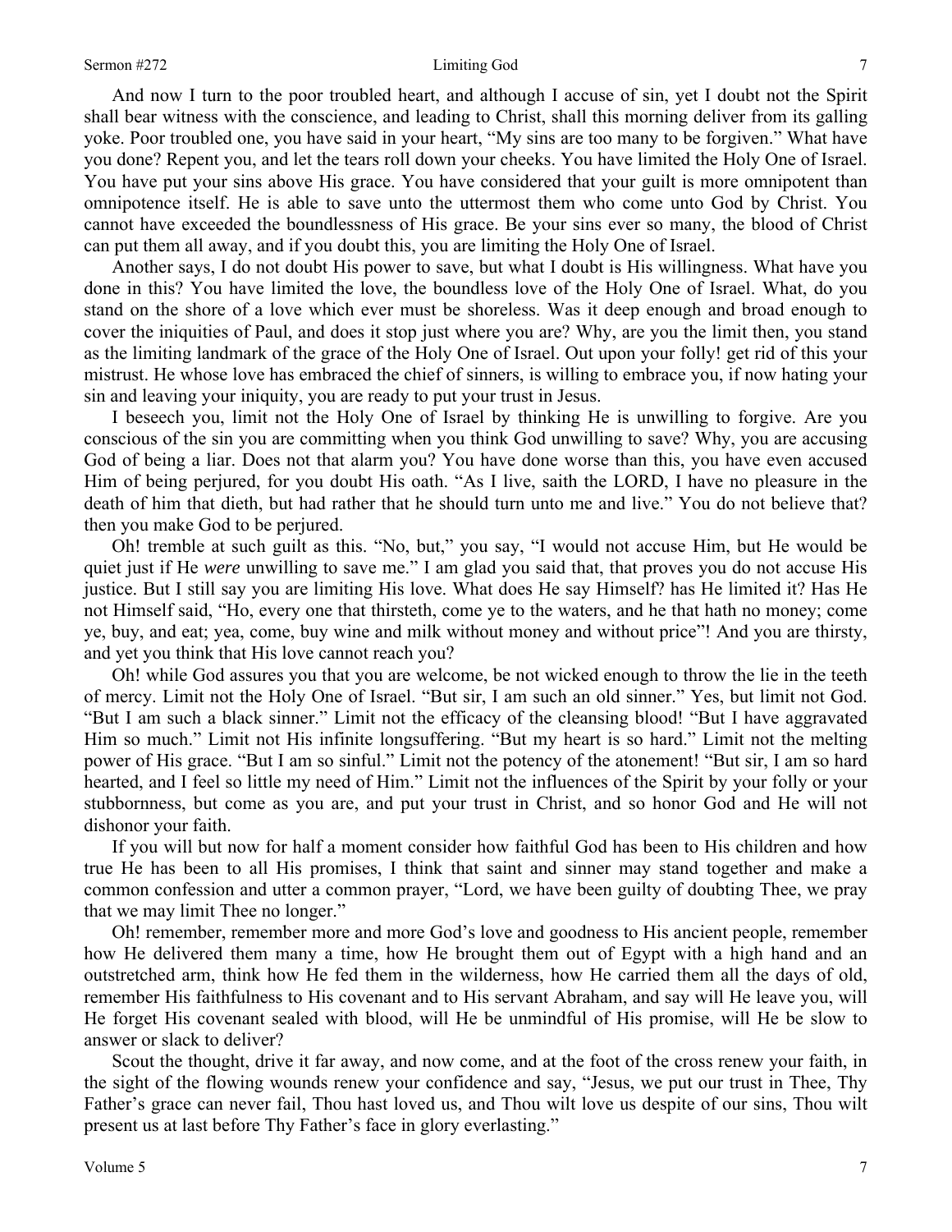And now I turn to the poor troubled heart, and although I accuse of sin, yet I doubt not the Spirit shall bear witness with the conscience, and leading to Christ, shall this morning deliver from its galling yoke. Poor troubled one, you have said in your heart, "My sins are too many to be forgiven." What have you done? Repent you, and let the tears roll down your cheeks. You have limited the Holy One of Israel. You have put your sins above His grace. You have considered that your guilt is more omnipotent than omnipotence itself. He is able to save unto the uttermost them who come unto God by Christ. You cannot have exceeded the boundlessness of His grace. Be your sins ever so many, the blood of Christ can put them all away, and if you doubt this, you are limiting the Holy One of Israel.

Another says, I do not doubt His power to save, but what I doubt is His willingness. What have you done in this? You have limited the love, the boundless love of the Holy One of Israel. What, do you stand on the shore of a love which ever must be shoreless. Was it deep enough and broad enough to cover the iniquities of Paul, and does it stop just where you are? Why, are you the limit then, you stand as the limiting landmark of the grace of the Holy One of Israel. Out upon your folly! get rid of this your mistrust. He whose love has embraced the chief of sinners, is willing to embrace you, if now hating your sin and leaving your iniquity, you are ready to put your trust in Jesus.

I beseech you, limit not the Holy One of Israel by thinking He is unwilling to forgive. Are you conscious of the sin you are committing when you think God unwilling to save? Why, you are accusing God of being a liar. Does not that alarm you? You have done worse than this, you have even accused Him of being perjured, for you doubt His oath. "As I live, saith the LORD, I have no pleasure in the death of him that dieth, but had rather that he should turn unto me and live." You do not believe that? then you make God to be perjured.

Oh! tremble at such guilt as this. "No, but," you say, "I would not accuse Him, but He would be quiet just if He *were* unwilling to save me." I am glad you said that, that proves you do not accuse His justice. But I still say you are limiting His love. What does He say Himself? has He limited it? Has He not Himself said, "Ho, every one that thirsteth, come ye to the waters, and he that hath no money; come ye, buy, and eat; yea, come, buy wine and milk without money and without price"! And you are thirsty, and yet you think that His love cannot reach you?

Oh! while God assures you that you are welcome, be not wicked enough to throw the lie in the teeth of mercy. Limit not the Holy One of Israel. "But sir, I am such an old sinner." Yes, but limit not God. "But I am such a black sinner." Limit not the efficacy of the cleansing blood! "But I have aggravated Him so much." Limit not His infinite longsuffering. "But my heart is so hard." Limit not the melting power of His grace. "But I am so sinful." Limit not the potency of the atonement! "But sir, I am so hard hearted, and I feel so little my need of Him." Limit not the influences of the Spirit by your folly or your stubbornness, but come as you are, and put your trust in Christ, and so honor God and He will not dishonor your faith.

If you will but now for half a moment consider how faithful God has been to His children and how true He has been to all His promises, I think that saint and sinner may stand together and make a common confession and utter a common prayer, "Lord, we have been guilty of doubting Thee, we pray that we may limit Thee no longer."

Oh! remember, remember more and more God's love and goodness to His ancient people, remember how He delivered them many a time, how He brought them out of Egypt with a high hand and an outstretched arm, think how He fed them in the wilderness, how He carried them all the days of old, remember His faithfulness to His covenant and to His servant Abraham, and say will He leave you, will He forget His covenant sealed with blood, will He be unmindful of His promise, will He be slow to answer or slack to deliver?

Scout the thought, drive it far away, and now come, and at the foot of the cross renew your faith, in the sight of the flowing wounds renew your confidence and say, "Jesus, we put our trust in Thee, Thy Father's grace can never fail, Thou hast loved us, and Thou wilt love us despite of our sins, Thou wilt present us at last before Thy Father's face in glory everlasting."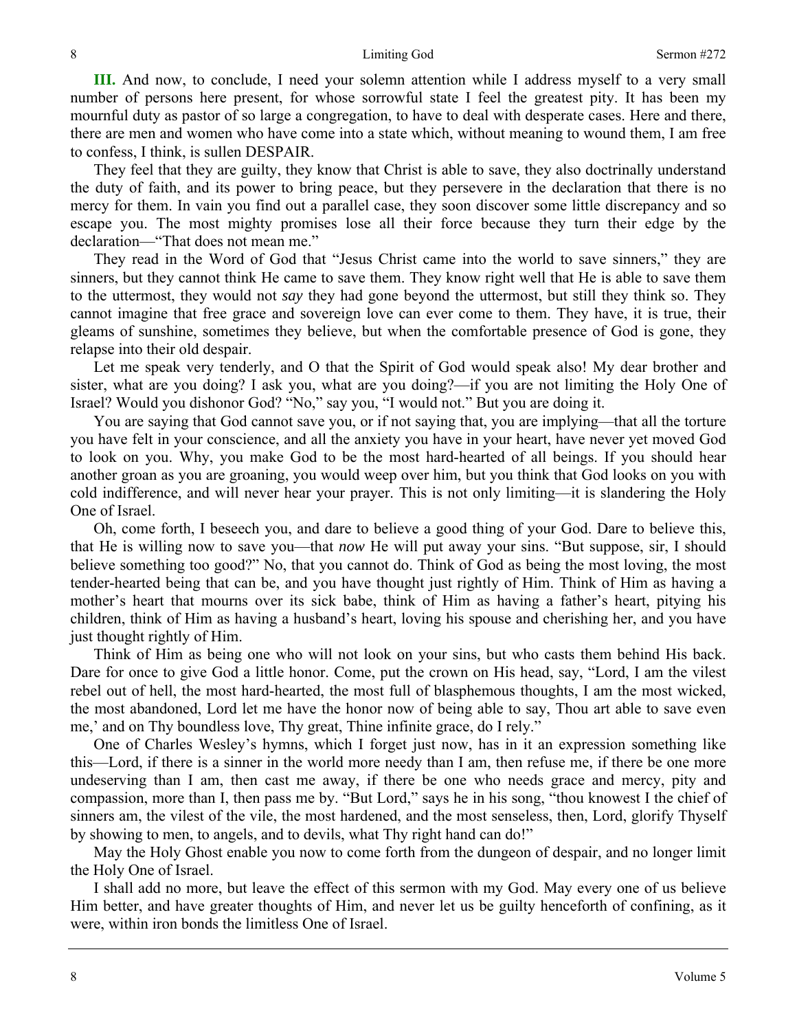**III.** And now, to conclude, I need your solemn attention while I address myself to a very small number of persons here present, for whose sorrowful state I feel the greatest pity. It has been my mournful duty as pastor of so large a congregation, to have to deal with desperate cases. Here and there, there are men and women who have come into a state which, without meaning to wound them, I am free to confess, I think, is sullen DESPAIR.

They feel that they are guilty, they know that Christ is able to save, they also doctrinally understand the duty of faith, and its power to bring peace, but they persevere in the declaration that there is no mercy for them. In vain you find out a parallel case, they soon discover some little discrepancy and so escape you. The most mighty promises lose all their force because they turn their edge by the declaration—"That does not mean me."

They read in the Word of God that "Jesus Christ came into the world to save sinners," they are sinners, but they cannot think He came to save them. They know right well that He is able to save them to the uttermost, they would not *say* they had gone beyond the uttermost, but still they think so. They cannot imagine that free grace and sovereign love can ever come to them. They have, it is true, their gleams of sunshine, sometimes they believe, but when the comfortable presence of God is gone, they relapse into their old despair.

Let me speak very tenderly, and O that the Spirit of God would speak also! My dear brother and sister, what are you doing? I ask you, what are you doing?—if you are not limiting the Holy One of Israel? Would you dishonor God? "No," say you, "I would not." But you are doing it.

You are saying that God cannot save you, or if not saying that, you are implying—that all the torture you have felt in your conscience, and all the anxiety you have in your heart, have never yet moved God to look on you. Why, you make God to be the most hard-hearted of all beings. If you should hear another groan as you are groaning, you would weep over him, but you think that God looks on you with cold indifference, and will never hear your prayer. This is not only limiting—it is slandering the Holy One of Israel.

Oh, come forth, I beseech you, and dare to believe a good thing of your God. Dare to believe this, that He is willing now to save you—that *now* He will put away your sins. "But suppose, sir, I should believe something too good?" No, that you cannot do. Think of God as being the most loving, the most tender-hearted being that can be, and you have thought just rightly of Him. Think of Him as having a mother's heart that mourns over its sick babe, think of Him as having a father's heart, pitying his children, think of Him as having a husband's heart, loving his spouse and cherishing her, and you have just thought rightly of Him.

Think of Him as being one who will not look on your sins, but who casts them behind His back. Dare for once to give God a little honor. Come, put the crown on His head, say, "Lord, I am the vilest rebel out of hell, the most hard-hearted, the most full of blasphemous thoughts, I am the most wicked, the most abandoned, Lord let me have the honor now of being able to say, Thou art able to save even me,' and on Thy boundless love, Thy great, Thine infinite grace, do I rely."

One of Charles Wesley's hymns, which I forget just now, has in it an expression something like this—Lord, if there is a sinner in the world more needy than I am, then refuse me, if there be one more undeserving than I am, then cast me away, if there be one who needs grace and mercy, pity and compassion, more than I, then pass me by. "But Lord," says he in his song, "thou knowest I the chief of sinners am, the vilest of the vile, the most hardened, and the most senseless, then, Lord, glorify Thyself by showing to men, to angels, and to devils, what Thy right hand can do!"

May the Holy Ghost enable you now to come forth from the dungeon of despair, and no longer limit the Holy One of Israel.

I shall add no more, but leave the effect of this sermon with my God. May every one of us believe Him better, and have greater thoughts of Him, and never let us be guilty henceforth of confining, as it were, within iron bonds the limitless One of Israel.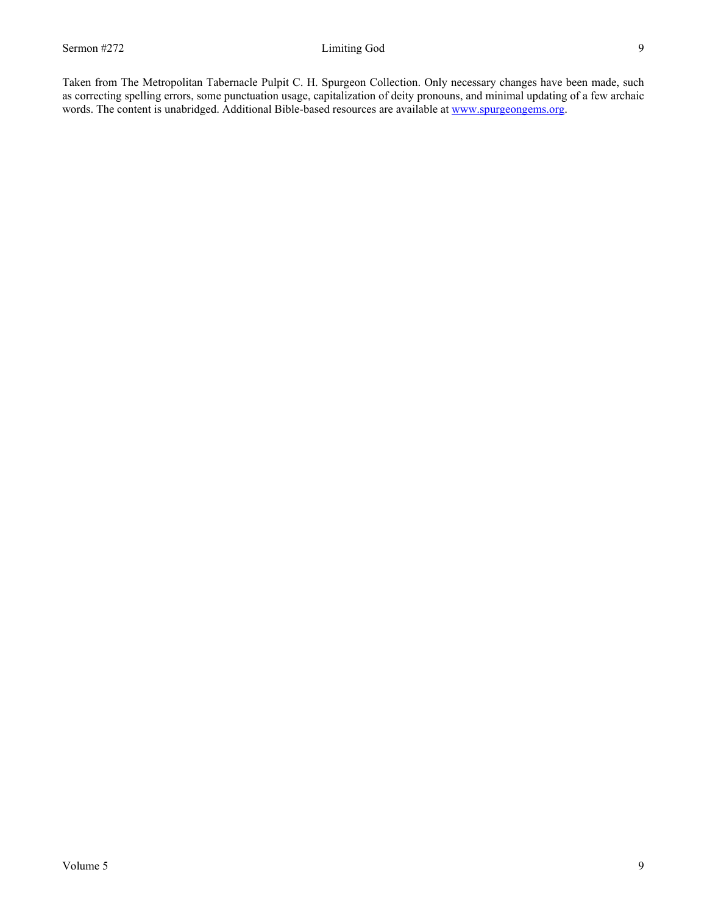Taken from The Metropolitan Tabernacle Pulpit C. H. Spurgeon Collection. Only necessary changes have been made, such as correcting spelling errors, some punctuation usage, capitalization of deity pronouns, and minimal updating of a few archaic words. The content is unabridged. Additional Bible-based resources are available at www.spurgeongems.org.